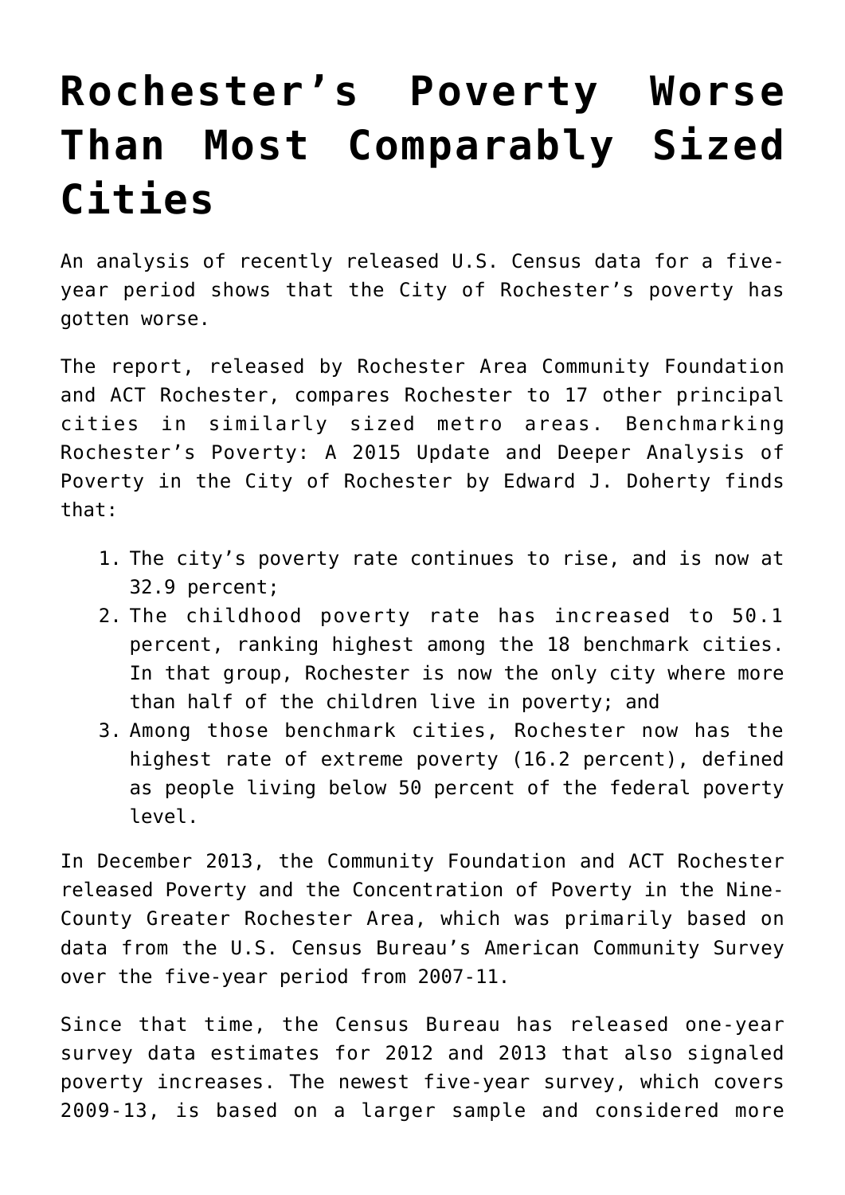# Rochester's Poverty Worse Than Most Comparably Sized Cities

An analysis of recently released U.S. Census data for a five-year period shows that the City of Rochester's poverty has gotten worse.

The report, released by Rochester Area Community Foundation and ACT Rochester, compares Rochester to 17 other principal cities in similarly sized metro areas. Benchmarking Rochester's Poverty: A 2015 Update and Deeper Analysis of Poverty in the City of Rochester by Edward J. Doherty finds that:

1. The city's poverty rate continues to rise, and is now at 32.9 percent;
2. The childhood poverty rate has increased to 50.1 percent, ranking highest among the 18 benchmark cities. In that group, Rochester is now the only city where more than half of the children live in poverty; and
3. Among those benchmark cities, Rochester now has the highest rate of extreme poverty (16.2 percent), defined as people living below 50 percent of the federal poverty level.

In December 2013, the Community Foundation and ACT Rochester released Poverty and the Concentration of Poverty in the Nine-County Greater Rochester Area, which was primarily based on data from the U.S. Census Bureau's American Community Survey over the five-year period from 2007-11.

Since that time, the Census Bureau has released one-year survey data estimates for 2012 and 2013 that also signaled poverty increases. The newest five-year survey, which covers 2009-13, is based on a larger sample and considered more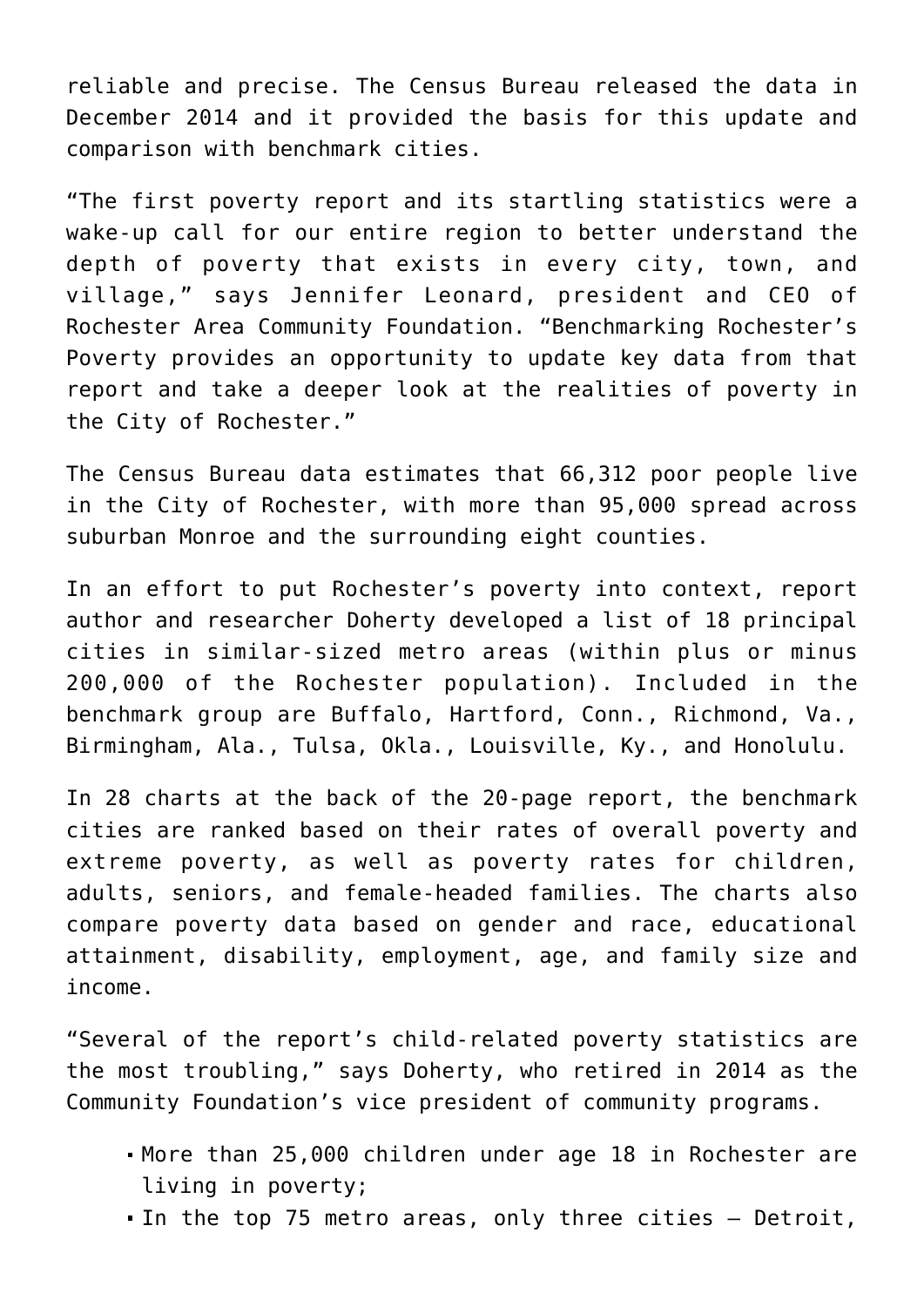reliable and precise. The Census Bureau released the data in December 2014 and it provided the basis for this update and comparison with benchmark cities.

"The first poverty report and its startling statistics were a wake-up call for our entire region to better understand the depth of poverty that exists in every city, town, and village," says Jennifer Leonard, president and CEO of Rochester Area Community Foundation. "Benchmarking Rochester's Poverty provides an opportunity to update key data from that report and take a deeper look at the realities of poverty in the City of Rochester."

The Census Bureau data estimates that 66,312 poor people live in the City of Rochester, with more than 95,000 spread across suburban Monroe and the surrounding eight counties.

In an effort to put Rochester's poverty into context, report author and researcher Doherty developed a list of 18 principal cities in similar-sized metro areas (within plus or minus 200,000 of the Rochester population). Included in the benchmark group are Buffalo, Hartford, Conn., Richmond, Va., Birmingham, Ala., Tulsa, Okla., Louisville, Ky., and Honolulu.

In 28 charts at the back of the 20-page report, the benchmark cities are ranked based on their rates of overall poverty and extreme poverty, as well as poverty rates for children, adults, seniors, and female-headed families. The charts also compare poverty data based on gender and race, educational attainment, disability, employment, age, and family size and income.

"Several of the report's child-related poverty statistics are the most troubling," says Doherty, who retired in 2014 as the Community Foundation's vice president of community programs.

- More than 25,000 children under age 18 in Rochester are living in poverty;
- In the top 75 metro areas, only three cities – Detroit,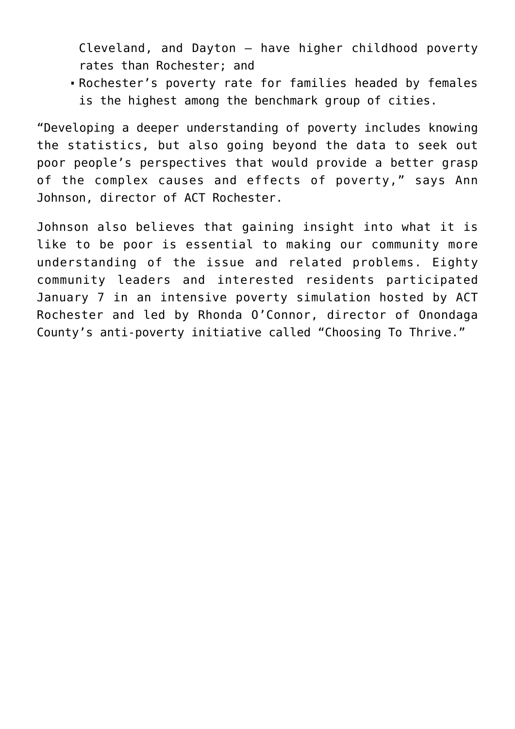Cleveland, and Dayton – have higher childhood poverty rates than Rochester; and
- Rochester's poverty rate for families headed by females is the highest among the benchmark group of cities.

"Developing a deeper understanding of poverty includes knowing the statistics, but also going beyond the data to seek out poor people's perspectives that would provide a better grasp of the complex causes and effects of poverty," says Ann Johnson, director of ACT Rochester.

Johnson also believes that gaining insight into what it is like to be poor is essential to making our community more understanding of the issue and related problems. Eighty community leaders and interested residents participated January 7 in an intensive poverty simulation hosted by ACT Rochester and led by Rhonda O'Connor, director of Onondaga County's anti-poverty initiative called "Choosing To Thrive."